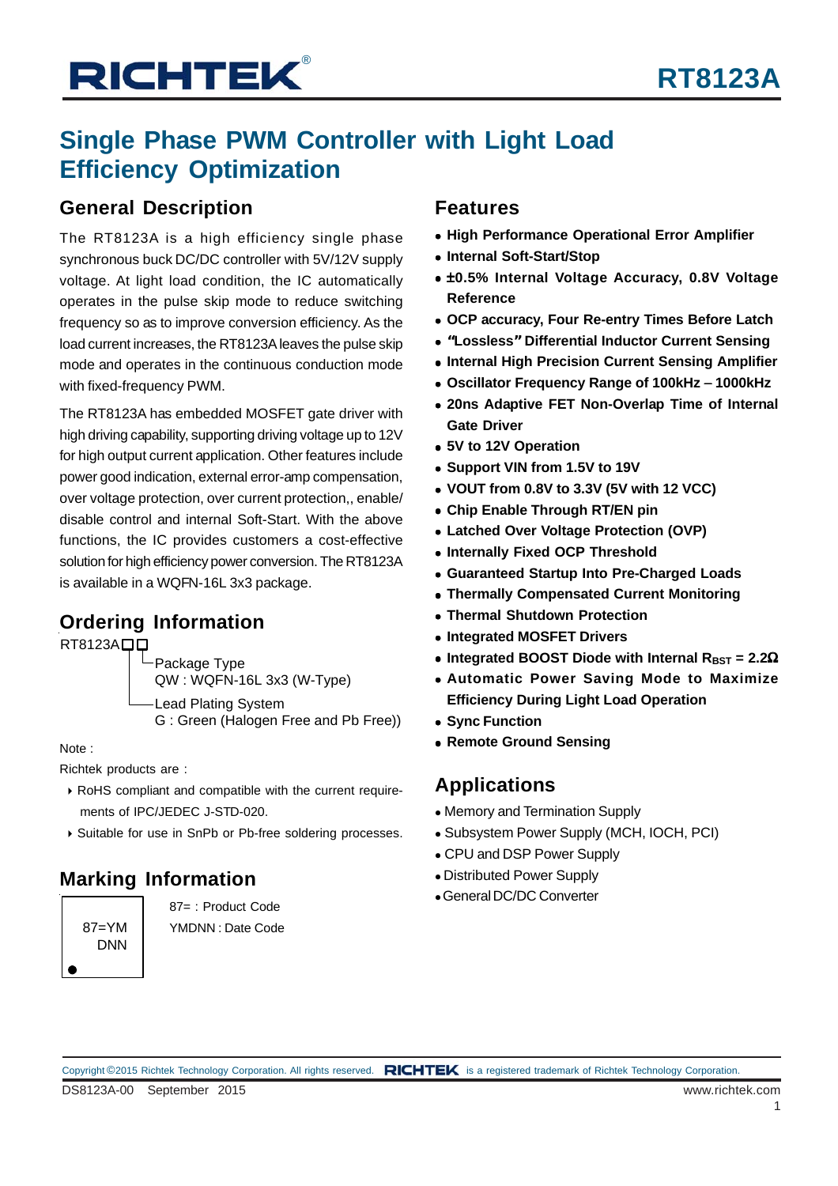# Single Phase PWM Controller with Light Load Efficiency Optimization

## General Description

The RT8123A is a high efficiency single phase synchronous buck DC/DC controller with 5V/12V supply voltage. At light load condition, the IC automatically operates in the pulse skip mode to reduce switching frequency so as to improve conversion efficiency. As the load current increases, the RT8123A leaves the pulse skip mode and operates in the continuous conduction mode with fixed-frequency PWM.

The RT8123A has embedded MOSFET gate driver with high driving capability, supporting driving voltage up to 12V for high output current application. Other features include power good indication, external error-amp compensation, over voltage protection, over current protection,, enable/disable control and internal Soft-Start. With the above functions, the IC provides customers a cost-effective solution for high efficiency power conversion. The RT8123A is available in a WQFN-16L 3x3 package.

## Ordering Information

RT8123A□□

- Package Type
  QW : WQFN-16L 3x3 (W-Type)
- Lead Plating System
  G : Green (Halogen Free and Pb Free))

Note :

Richtek products are :

- RoHS compliant and compatible with the current requirements of IPC/JEDEC J-STD-020.
- Suitable for use in SnPb or Pb-free soldering processes.

## Marking Information

87=YM
DNN

87= : Product Code

YMDNN : Date Code

## Features

- **High Performance Operational Error Amplifier**
- **Internal Soft-Start/Stop**
- **±0.5% Internal Voltage Accuracy, 0.8V Voltage Reference**
- **OCP accuracy, Four Re-entry Times Before Latch**
- **"Lossless" Differential Inductor Current Sensing**
- **Internal High Precision Current Sensing Amplifier**
- **Oscillator Frequency Range of 100kHz – 1000kHz**
- **20ns Adaptive FET Non-Overlap Time of Internal Gate Driver**
- **5V to 12V Operation**
- **Support VIN from 1.5V to 19V**
- **VOUT from 0.8V to 3.3V (5V with 12 VCC)**
- **Chip Enable Through RT/EN pin**
- **Latched Over Voltage Protection (OVP)**
- **Internally Fixed OCP Threshold**
- **Guaranteed Startup Into Pre-Charged Loads**
- **Thermally Compensated Current Monitoring**
- **Thermal Shutdown Protection**
- **Integrated MOSFET Drivers**
- **Integrated BOOST Diode with Internal $R_{BST}$ = 2.2Ω**
- **Automatic Power Saving Mode to Maximize Efficiency During Light Load Operation**
- **Sync Function**
- **Remote Ground Sensing**

## Applications

- Memory and Termination Supply
- Subsystem Power Supply (MCH, IOCH, PCI)
- CPU and DSP Power Supply
- Distributed Power Supply
- General DC/DC Converter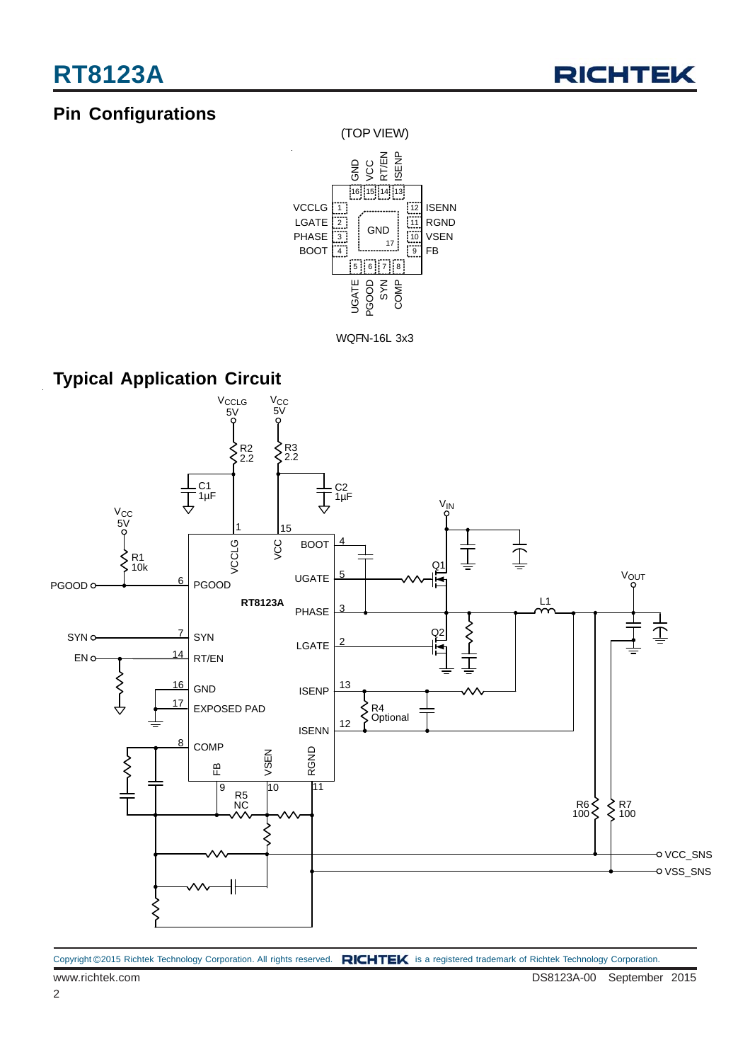## Pin Configurations

(TOP VIEW)

WQFN-16L 3x3

## Typical Application Circuit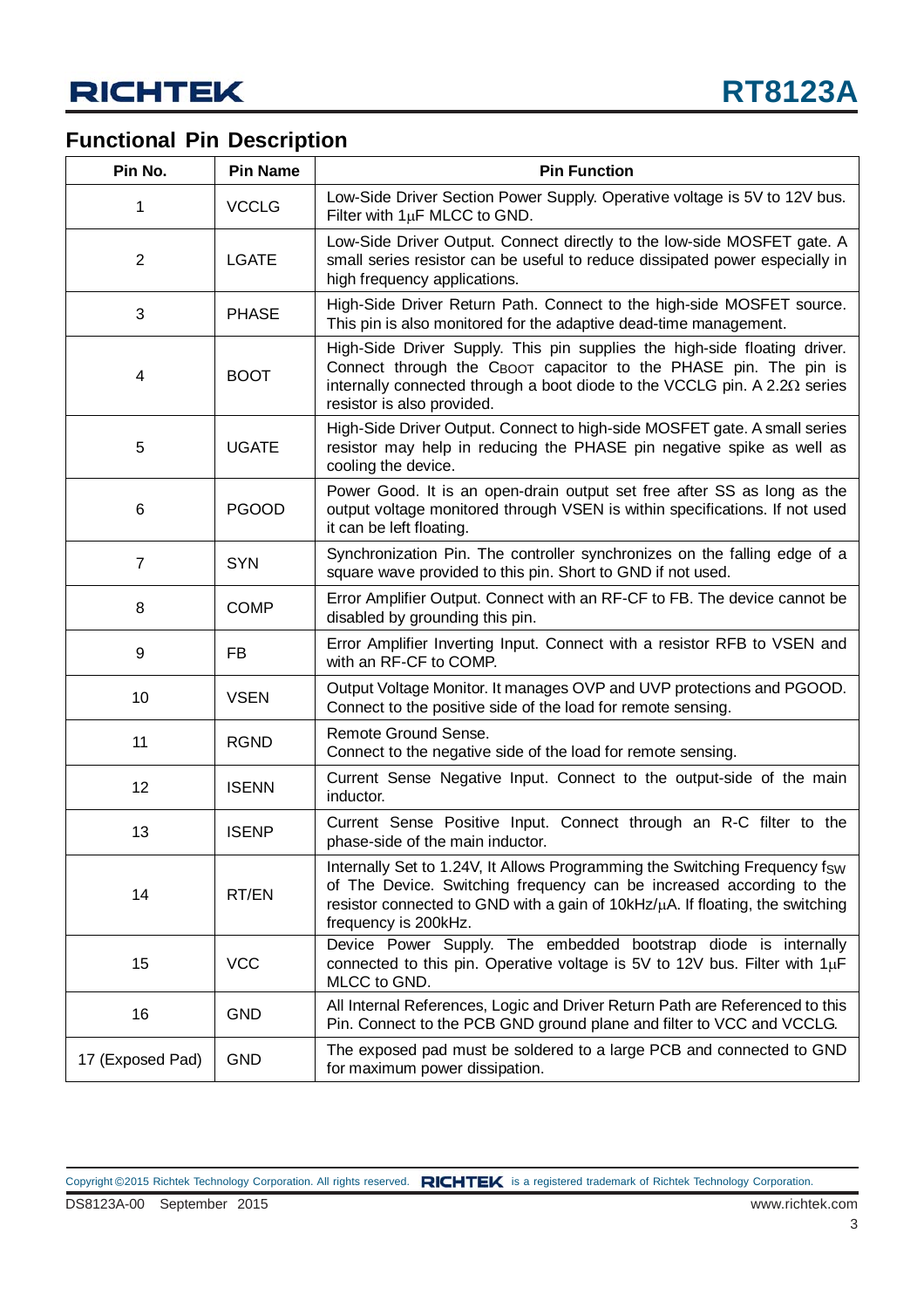## Functional Pin Description

| Pin No. | Pin Name | Pin Function |
|---|---|---|
| 1 | VCCLG | Low-Side Driver Section Power Supply. Operative voltage is 5V to 12V bus. Filter with 1μF MLCC to GND. |
| 2 | LGATE | Low-Side Driver Output. Connect directly to the low-side MOSFET gate. A small series resistor can be useful to reduce dissipated power especially in high frequency applications. |
| 3 | PHASE | High-Side Driver Return Path. Connect to the high-side MOSFET source. This pin is also monitored for the adaptive dead-time management. |
| 4 | BOOT | High-Side Driver Supply. This pin supplies the high-side floating driver. Connect through the $C_{BOOT}$ capacitor to the PHASE pin. The pin is internally connected through a boot diode to the VCCLG pin. A 2.2Ω series resistor is also provided. |
| 5 | UGATE | High-Side Driver Output. Connect to high-side MOSFET gate. A small series resistor may help in reducing the PHASE pin negative spike as well as cooling the device. |
| 6 | PGOOD | Power Good. It is an open-drain output set free after SS as long as the output voltage monitored through VSEN is within specifications. If not used it can be left floating. |
| 7 | SYN | Synchronization Pin. The controller synchronizes on the falling edge of a square wave provided to this pin. Short to GND if not used. |
| 8 | COMP | Error Amplifier Output. Connect with an RF-CF to FB. The device cannot be disabled by grounding this pin. |
| 9 | FB | Error Amplifier Inverting Input. Connect with a resistor RFB to VSEN and with an RF-CF to COMP. |
| 10 | VSEN | Output Voltage Monitor. It manages OVP and UVP protections and PGOOD. Connect to the positive side of the load for remote sensing. |
| 11 | RGND | Remote Ground Sense. Connect to the negative side of the load for remote sensing. |
| 12 | ISENN | Current Sense Negative Input. Connect to the output-side of the main inductor. |
| 13 | ISENP | Current Sense Positive Input. Connect through an R-C filter to the phase-side of the main inductor. |
| 14 | RT/EN | Internally Set to 1.24V, It Allows Programming the Switching Frequency $f_{SW}$ of The Device. Switching frequency can be increased according to the resistor connected to GND with a gain of 10kHz/μA. If floating, the switching frequency is 200kHz. |
| 15 | VCC | Device Power Supply. The embedded bootstrap diode is internally connected to this pin. Operative voltage is 5V to 12V bus. Filter with 1μF MLCC to GND. |
| 16 | GND | All Internal References, Logic and Driver Return Path are Referenced to this Pin. Connect to the PCB GND ground plane and filter to VCC and VCCLG. |
| 17 (Exposed Pad) | GND | The exposed pad must be soldered to a large PCB and connected to GND for maximum power dissipation. |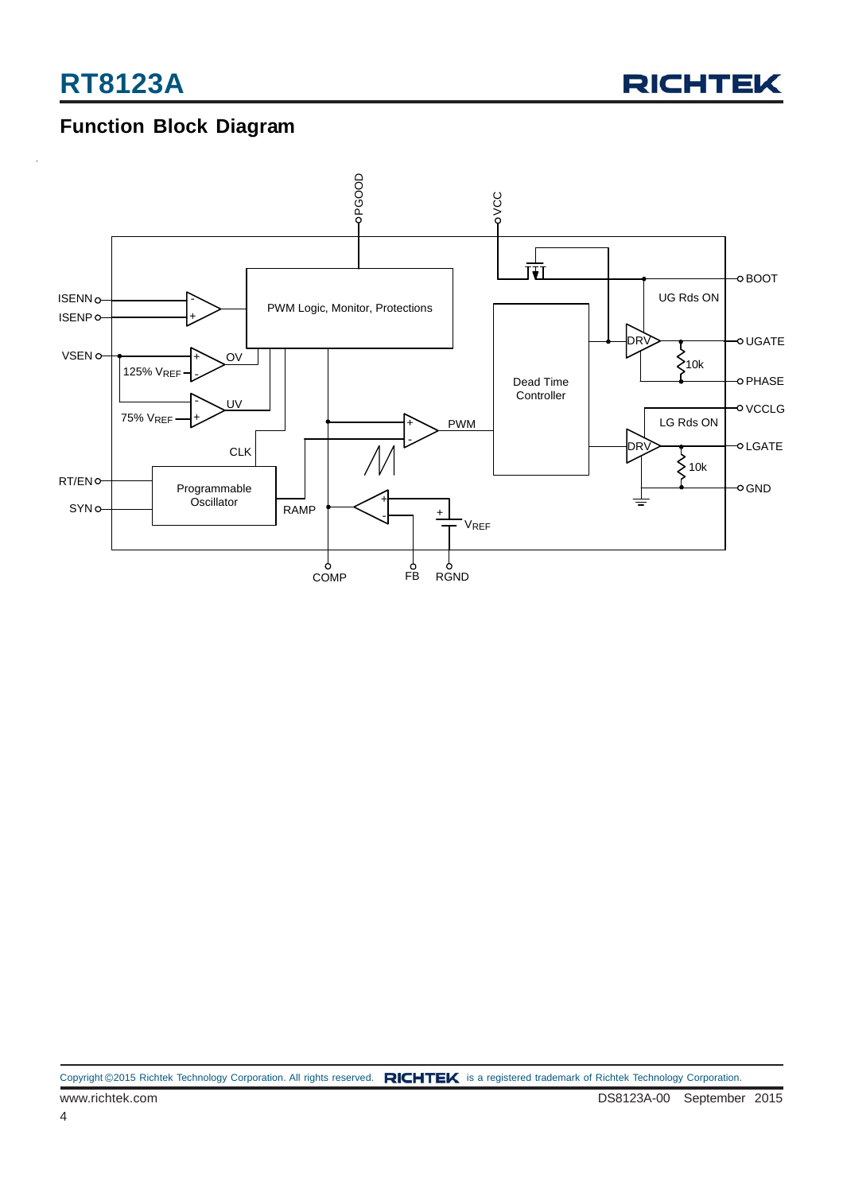## Function Block Diagram

PGOOD

VCC

BOOT

UG Rds ON

UGATE

PHASE

VCCLG

LG Rds ON

LGATE

GND

ISENN

ISENP

VSEN

RT/EN

SYN

PWM Logic, Monitor, Protections

Dead Time Controller

DRV

DRV

10k

10k

OV

UV

125% $V_{REF}$

75% $V_{REF}$

CLK

PWM

RAMP

Programmable Oscillator

$V_{REF}$

COMP

FB

RGND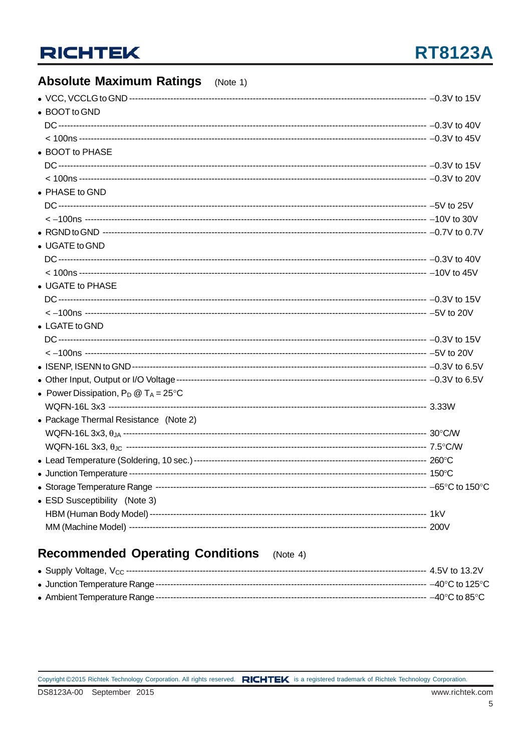## Absolute Maximum Ratings (Note 1)

- VCC, VCCLG to GND ---------- −0.3V to 15V
- BOOT to GND
  - DC ---------- −0.3V to 40V
  - < 100ns ---------- −0.3V to 45V
- BOOT to PHASE
  - DC ---------- −0.3V to 15V
  - < 100ns ---------- −0.3V to 20V
- PHASE to GND
  - DC ---------- −5V to 25V
  - < −100ns ---------- −10V to 30V
- RGND to GND ---------- −0.7V to 0.7V
- UGATE to GND
  - DC ---------- −0.3V to 40V
  - < 100ns ---------- −10V to 45V
- UGATE to PHASE
  - DC ---------- −0.3V to 15V
  - < −100ns ---------- −5V to 20V
- LGATE to GND
  - DC ---------- −0.3V to 15V
  - < −100ns ---------- −5V to 20V
- ISENP, ISENN to GND ---------- −0.3V to 6.5V
- Other Input, Output or I/O Voltage ---------- −0.3V to 6.5V
- Power Dissipation, $P_D$ @ $T_A$ = 25°C
  - WQFN-16L 3x3 ---------- 3.33W
- Package Thermal Resistance (Note 2)
  - WQFN-16L 3x3, $\theta_{JA}$ ---------- 30°C/W
  - WQFN-16L 3x3, $\theta_{JC}$ ---------- 7.5°C/W
- Lead Temperature (Soldering, 10 sec.) ---------- 260°C
- Junction Temperature ---------- 150°C
- Storage Temperature Range ---------- −65°C to 150°C
- ESD Susceptibility (Note 3)
  - HBM (Human Body Model) ---------- 1kV
  - MM (Machine Model) ---------- 200V

## Recommended Operating Conditions (Note 4)

- Supply Voltage, $V_{CC}$ ---------- 4.5V to 13.2V
- Junction Temperature Range ---------- −40°C to 125°C
- Ambient Temperature Range ---------- −40°C to 85°C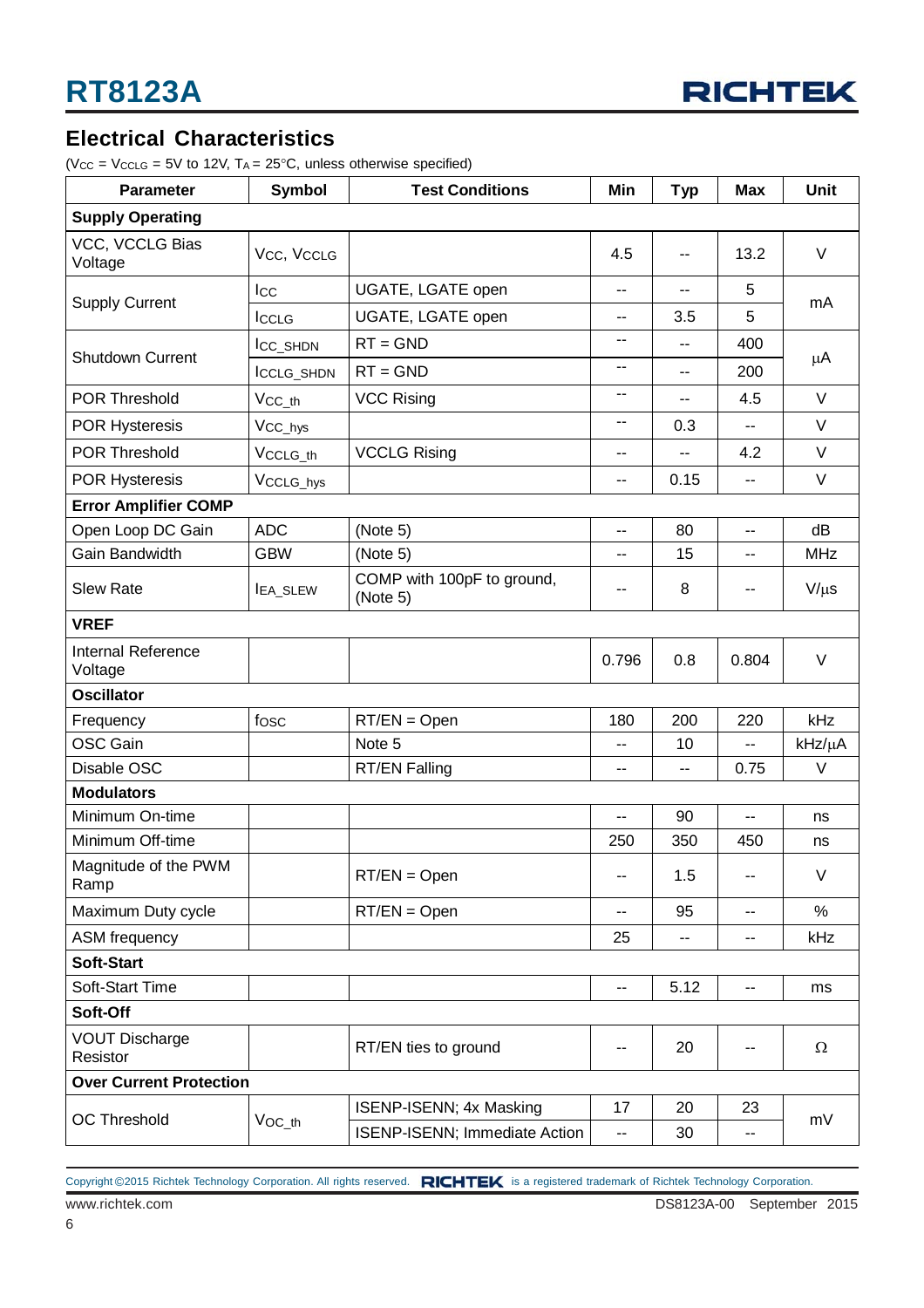## Electrical Characteristics

($V_{CC}$ = $V_{CCLG}$ = 5V to 12V, $T_A$ = 25°C, unless otherwise specified)

| Parameter | Symbol | Test Conditions | Min | Typ | Max | Unit |
|---|---|---|---|---|---|---|
| **Supply Operating** | | | | | | |
| VCC, VCCLG Bias Voltage | $V_{CC}$, $V_{CCLG}$ | | 4.5 | -- | 13.2 | V |
| Supply Current | $I_{CC}$ | UGATE, LGATE open | -- | -- | 5 | mA |
| | $I_{CCLG}$ | UGATE, LGATE open | -- | 3.5 | 5 | |
| Shutdown Current | $I_{CC\_SHDN}$ | RT = GND | -- | -- | 400 | μA |
| | $I_{CCLG\_SHDN}$ | RT = GND | -- | -- | 200 | |
| POR Threshold | $V_{CC\_th}$ | VCC Rising | -- | -- | 4.5 | V |
| POR Hysteresis | $V_{CC\_hys}$ | | -- | 0.3 | -- | V |
| POR Threshold | $V_{CCLG\_th}$ | VCCLG Rising | -- | -- | 4.2 | V |
| POR Hysteresis | $V_{CCLG\_hys}$ | | -- | 0.15 | -- | V |
| **Error Amplifier COMP** | | | | | | |
| Open Loop DC Gain | ADC | (Note 5) | -- | 80 | -- | dB |
| Gain Bandwidth | GBW | (Note 5) | -- | 15 | -- | MHz |
| Slew Rate | $I_{EA\_SLEW}$ | COMP with 100pF to ground, (Note 5) | -- | 8 | -- | V/μs |
| **VREF** | | | | | | |
| Internal Reference Voltage | | | 0.796 | 0.8 | 0.804 | V |
| **Oscillator** | | | | | | |
| Frequency | $f_{OSC}$ | RT/EN = Open | 180 | 200 | 220 | kHz |
| OSC Gain | | Note 5 | -- | 10 | -- | kHz/μA |
| Disable OSC | | RT/EN Falling | -- | -- | 0.75 | V |
| **Modulators** | | | | | | |
| Minimum On-time | | | -- | 90 | -- | ns |
| Minimum Off-time | | | 250 | 350 | 450 | ns |
| Magnitude of the PWM Ramp | | RT/EN = Open | -- | 1.5 | -- | V |
| Maximum Duty cycle | | RT/EN = Open | -- | 95 | -- | % |
| ASM frequency | | | 25 | -- | -- | kHz |
| **Soft-Start** | | | | | | |
| Soft-Start Time | | | -- | 5.12 | -- | ms |
| **Soft-Off** | | | | | | |
| VOUT Discharge Resistor | | RT/EN ties to ground | -- | 20 | -- | Ω |
| **Over Current Protection** | | | | | | |
| OC Threshold | $V_{OC\_th}$ | ISENP-ISENN; 4x Masking | 17 | 20 | 23 | mV |
| | | ISENP-ISENN; Immediate Action | -- | 30 | -- | |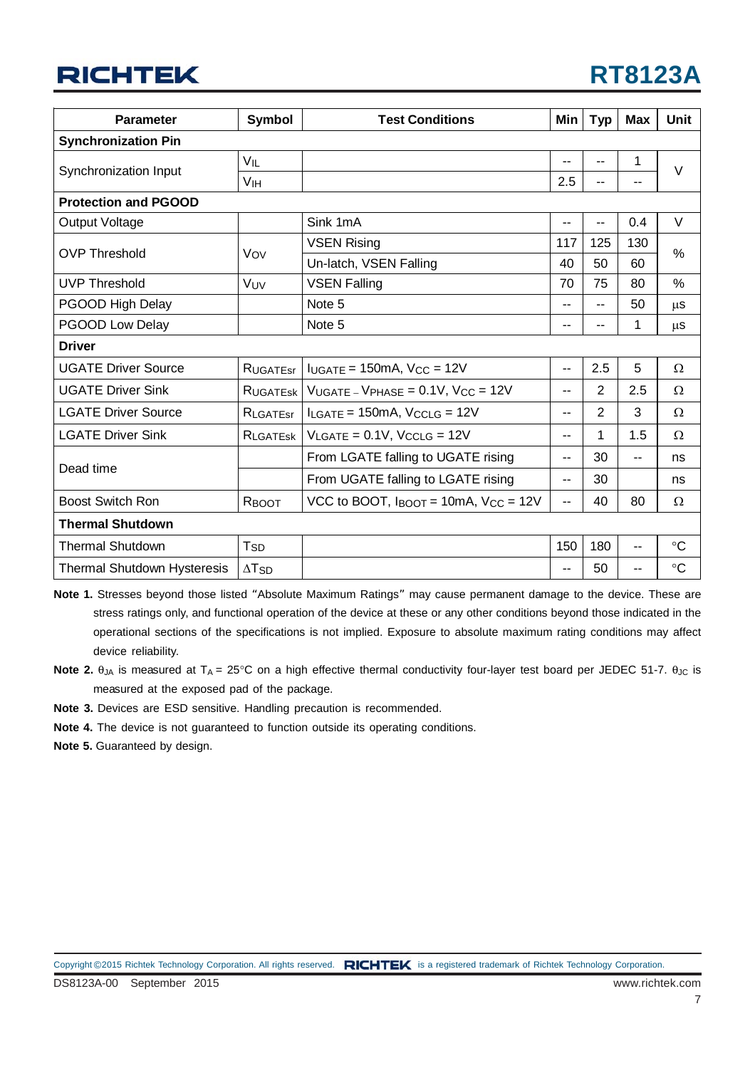| Parameter | Symbol | Test Conditions | Min | Typ | Max | Unit |
|---|---|---|---|---|---|---|
| **Synchronization Pin** | | | | | | |
| Synchronization Input | $V_{IL}$ | | -- | -- | 1 | V |
| | $V_{IH}$ | | 2.5 | -- | -- | |
| **Protection and PGOOD** | | | | | | |
| Output Voltage | | Sink 1mA | -- | -- | 0.4 | V |
| OVP Threshold | $V_{OV}$ | VSEN Rising | 117 | 125 | 130 | % |
| | | Un-latch, VSEN Falling | 40 | 50 | 60 | |
| UVP Threshold | $V_{UV}$ | VSEN Falling | 70 | 75 | 80 | % |
| PGOOD High Delay | | Note 5 | -- | -- | 50 | μs |
| PGOOD Low Delay | | Note 5 | -- | -- | 1 | μs |
| **Driver** | | | | | | |
| UGATE Driver Source | $R_{UGATEsr}$ | $I_{UGATE}$ = 150mA, $V_{CC}$ = 12V | -- | 2.5 | 5 | Ω |
| UGATE Driver Sink | $R_{UGATEsk}$ | $V_{UGATE} - V_{PHASE}$ = 0.1V, $V_{CC}$ = 12V | -- | 2 | 2.5 | Ω |
| LGATE Driver Source | $R_{LGATEsr}$ | $I_{LGATE}$ = 150mA, $V_{CCLG}$ = 12V | -- | 2 | 3 | Ω |
| LGATE Driver Sink | $R_{LGATEsk}$ | $V_{LGATE}$ = 0.1V, $V_{CCLG}$ = 12V | -- | 1 | 1.5 | Ω |
| Dead time | | From LGATE falling to UGATE rising | -- | 30 | -- | ns |
| | | From UGATE falling to LGATE rising | -- | 30 | | ns |
| Boost Switch Ron | $R_{BOOT}$ | VCC to BOOT, $I_{BOOT}$ = 10mA, $V_{CC}$ = 12V | -- | 40 | 80 | Ω |
| **Thermal Shutdown** | | | | | | |
| Thermal Shutdown | $T_{SD}$ | | 150 | 180 | -- | °C |
| Thermal Shutdown Hysteresis | $\Delta T_{SD}$ | | -- | 50 | -- | °C |

**Note 1.** Stresses beyond those listed "Absolute Maximum Ratings" may cause permanent damage to the device. These are stress ratings only, and functional operation of the device at these or any other conditions beyond those indicated in the operational sections of the specifications is not implied. Exposure to absolute maximum rating conditions may affect device reliability.

**Note 2.** $\theta_{JA}$ is measured at $T_A$ = 25°C on a high effective thermal conductivity four-layer test board per JEDEC 51-7. $\theta_{JC}$ is measured at the exposed pad of the package.

**Note 3.** Devices are ESD sensitive. Handling precaution is recommended.

**Note 4.** The device is not guaranteed to function outside its operating conditions.

**Note 5.** Guaranteed by design.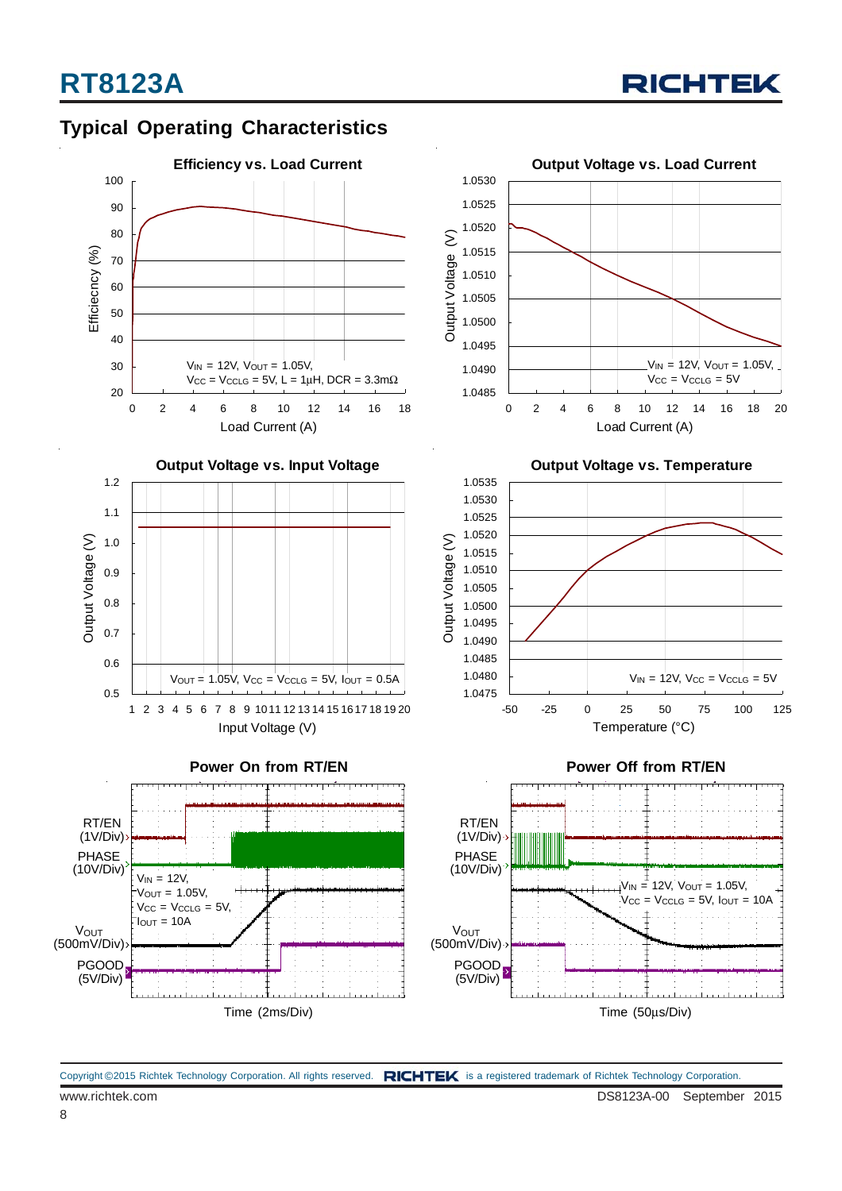## Typical Operating Characteristics

**Efficiency vs. Load Current**

Efficiecncy (%) vs. Load Current (A)

$V_{IN}$ = 12V, $V_{OUT}$ = 1.05V, $V_{CC}$ = $V_{CCLG}$ = 5V, L = 1μH, DCR = 3.3mΩ

**Output Voltage vs. Load Current**

Output Voltage (V) vs. Load Current (A)

$V_{IN}$ = 12V, $V_{OUT}$ = 1.05V, $V_{CC}$ = $V_{CCLG}$ = 5V

**Output Voltage vs. Input Voltage**

Output Voltage (V) vs. Input Voltage (V)

$V_{OUT}$ = 1.05V, $V_{CC}$ = $V_{CCLG}$ = 5V, $I_{OUT}$ = 0.5A

**Output Voltage vs. Temperature**

Output Voltage (V) vs. Temperature (°C)

$V_{IN}$ = 12V, $V_{CC}$ = $V_{CCLG}$ = 5V

**Power On from RT/EN**

RT/EN (1V/Div), PHASE (10V/Div), $V_{OUT}$ (500mV/Div), PGOOD (5V/Div)

$V_{IN}$ = 12V, $V_{OUT}$ = 1.05V, $V_{CC}$ = $V_{CCLG}$ = 5V, $I_{OUT}$ = 10A

Time (2ms/Div)

**Power Off from RT/EN**

RT/EN (1V/Div), PHASE (10V/Div), $V_{OUT}$ (500mV/Div), PGOOD (5V/Div)

$V_{IN}$ = 12V, $V_{OUT}$ = 1.05V, $V_{CC}$ = $V_{CCLG}$ = 5V, $I_{OUT}$ = 10A

Time (50μs/Div)

Copyright ©2015 Richtek Technology Corporation. All rights reserved. RICHTEK is a registered trademark of Richtek Technology Corporation.

www.richtek.com

DS8123A-00 September 2015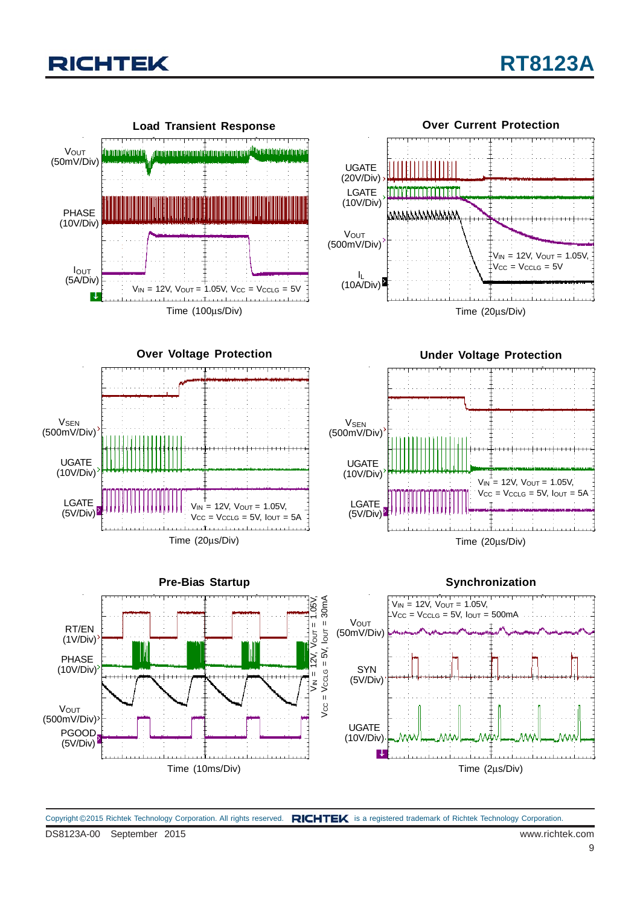**Load Transient Response**

$V_{OUT}$ (50mV/Div)

PHASE (10V/Div)

$I_{OUT}$ (5A/Div)

$V_{IN}$ = 12V, $V_{OUT}$ = 1.05V, $V_{CC}$ = $V_{CCLG}$ = 5V

Time (100μs/Div)

**Over Current Protection**

UGATE (20V/Div)

LGATE (10V/Div)

$V_{OUT}$ (500mV/Div)

$I_L$ (10A/Div)

$V_{IN}$ = 12V, $V_{OUT}$ = 1.05V, $V_{CC}$ = $V_{CCLG}$ = 5V

Time (20μs/Div)

**Over Voltage Protection**

$V_{SEN}$ (500mV/Div)

UGATE (10V/Div)

LGATE (5V/Div)

$V_{IN}$ = 12V, $V_{OUT}$ = 1.05V, $V_{CC}$ = $V_{CCLG}$ = 5V, $I_{OUT}$ = 5A

Time (20μs/Div)

**Under Voltage Protection**

$V_{SEN}$ (500mV/Div)

UGATE (10V/Div)

LGATE (5V/Div)

$V_{IN}$ = 12V, $V_{OUT}$ = 1.05V, $V_{CC}$ = $V_{CCLG}$ = 5V, $I_{OUT}$ = 5A

Time (20μs/Div)

**Pre-Bias Startup**

RT/EN (1V/Div)

PHASE (10V/Div)

$V_{OUT}$ (500mV/Div)

PGOOD (5V/Div)

$V_{IN}$ = 12V, $V_{OUT}$ = 1.05V, $V_{CC}$ = $V_{CCLG}$ = 5V, $I_{OUT}$ = 30mA

Time (10ms/Div)

**Synchronization**

$V_{OUT}$ (50mV/Div)

SYN (5V/Div)

UGATE (10V/Div)

$V_{IN}$ = 12V, $V_{OUT}$ = 1.05V, $V_{CC}$ = $V_{CCLG}$ = 5V, $I_{OUT}$ = 500mA

Time (2μs/Div)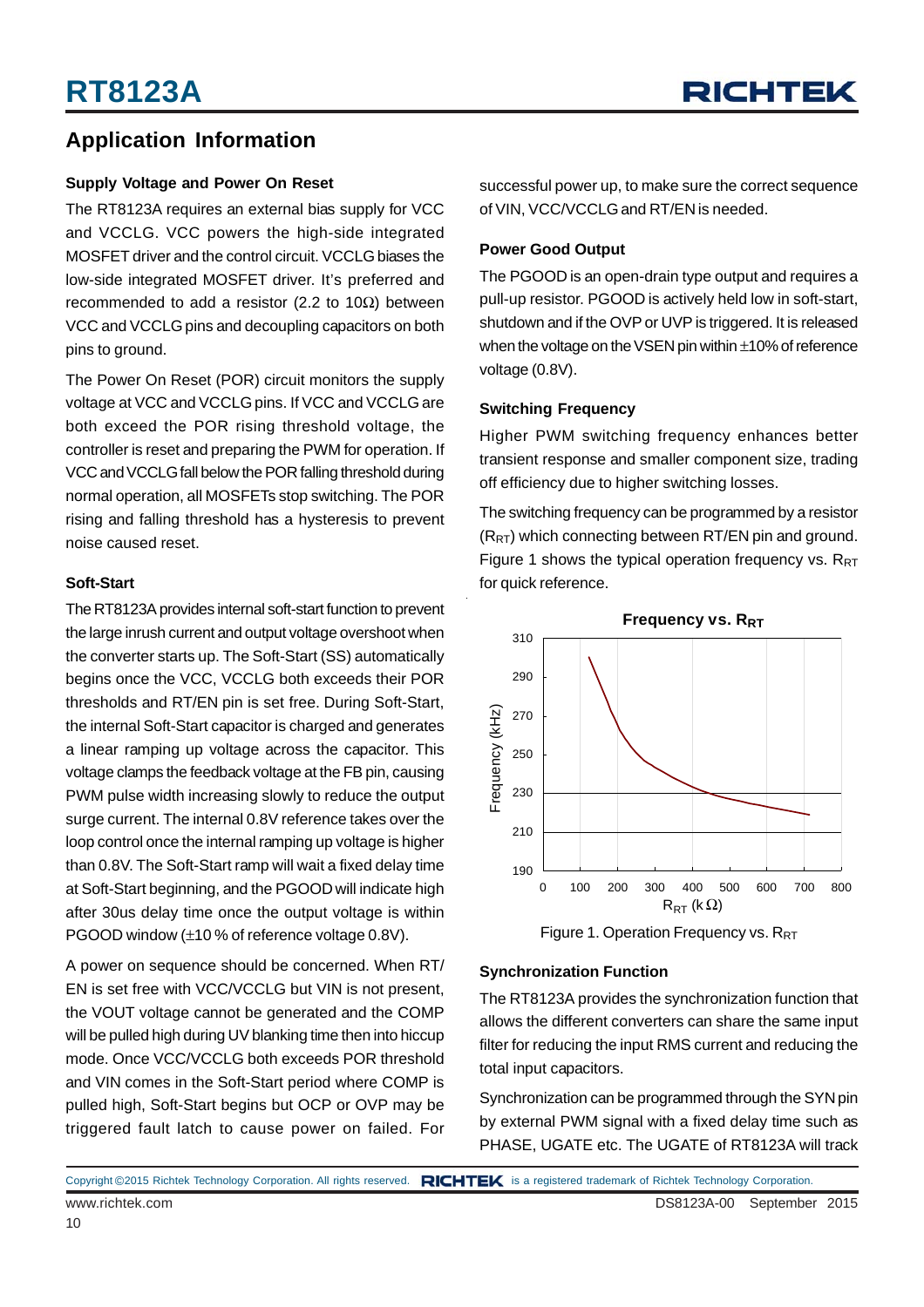## Application Information

### Supply Voltage and Power On Reset

The RT8123A requires an external bias supply for VCC and VCCLG. VCC powers the high-side integrated MOSFET driver and the control circuit. VCCLG biases the low-side integrated MOSFET driver. It's preferred and recommended to add a resistor (2.2 to 10Ω) between VCC and VCCLG pins and decoupling capacitors on both pins to ground.

The Power On Reset (POR) circuit monitors the supply voltage at VCC and VCCLG pins. If VCC and VCCLG are both exceed the POR rising threshold voltage, the controller is reset and preparing the PWM for operation. If VCC and VCCLG fall below the POR falling threshold during normal operation, all MOSFETs stop switching. The POR rising and falling threshold has a hysteresis to prevent noise caused reset.

### Soft-Start

The RT8123A provides internal soft-start function to prevent the large inrush current and output voltage overshoot when the converter starts up. The Soft-Start (SS) automatically begins once the VCC, VCCLG both exceeds their POR thresholds and RT/EN pin is set free. During Soft-Start, the internal Soft-Start capacitor is charged and generates a linear ramping up voltage across the capacitor. This voltage clamps the feedback voltage at the FB pin, causing PWM pulse width increasing slowly to reduce the output surge current. The internal 0.8V reference takes over the loop control once the internal ramping up voltage is higher than 0.8V. The Soft-Start ramp will wait a fixed delay time at Soft-Start beginning, and the PGOOD will indicate high after 30us delay time once the output voltage is within PGOOD window (±10 % of reference voltage 0.8V).

A power on sequence should be concerned. When RT/EN is set free with VCC/VCCLG but VIN is not present, the VOUT voltage cannot be generated and the COMP will be pulled high during UV blanking time then into hiccup mode. Once VCC/VCCLG both exceeds POR threshold and VIN comes in the Soft-Start period where COMP is pulled high, Soft-Start begins but OCP or OVP may be triggered fault latch to cause power on failed. For successful power up, to make sure the correct sequence of VIN, VCC/VCCLG and RT/EN is needed.

### Power Good Output

The PGOOD is an open-drain type output and requires a pull-up resistor. PGOOD is actively held low in soft-start, shutdown and if the OVP or UVP is triggered. It is released when the voltage on the VSEN pin within ±10% of reference voltage (0.8V).

### Switching Frequency

Higher PWM switching frequency enhances better transient response and smaller component size, trading off efficiency due to higher switching losses.

The switching frequency can be programmed by a resistor ($R_{RT}$) which connecting between RT/EN pin and ground. Figure 1 shows the typical operation frequency vs. $R_{RT}$ for quick reference.

Figure 1. Operation Frequency vs. $R_{RT}$

### Synchronization Function

The RT8123A provides the synchronization function that allows the different converters can share the same input filter for reducing the input RMS current and reducing the total input capacitors.

Synchronization can be programmed through the SYN pin by external PWM signal with a fixed delay time such as PHASE, UGATE etc. The UGATE of RT8123A will track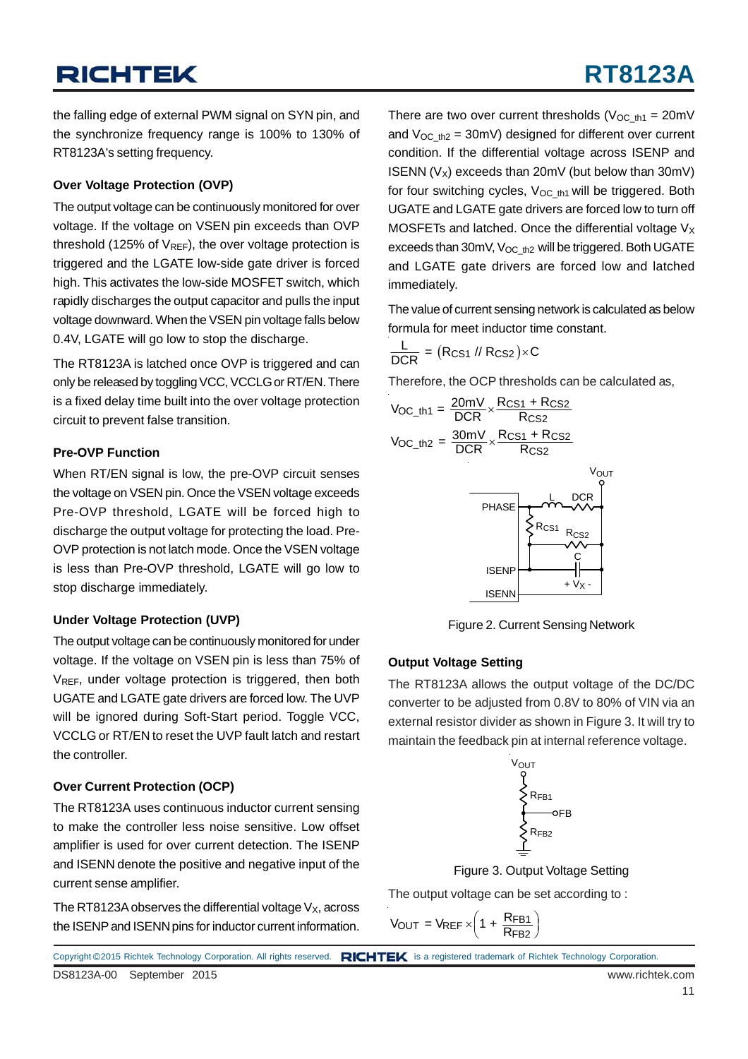the falling edge of external PWM signal on SYN pin, and the synchronize frequency range is 100% to 130% of RT8123A's setting frequency.

### Over Voltage Protection (OVP)

The output voltage can be continuously monitored for over voltage. If the voltage on VSEN pin exceeds than OVP threshold (125% of $V_{REF}$), the over voltage protection is triggered and the LGATE low-side gate driver is forced high. This activates the low-side MOSFET switch, which rapidly discharges the output capacitor and pulls the input voltage downward. When the VSEN pin voltage falls below 0.4V, LGATE will go low to stop the discharge.

The RT8123A is latched once OVP is triggered and can only be released by toggling VCC, VCCLG or RT/EN. There is a fixed delay time built into the over voltage protection circuit to prevent false transition.

### Pre-OVP Function

When RT/EN signal is low, the pre-OVP circuit senses the voltage on VSEN pin. Once the VSEN voltage exceeds Pre-OVP threshold, LGATE will be forced high to discharge the output voltage for protecting the load. Pre-OVP protection is not latch mode. Once the VSEN voltage is less than Pre-OVP threshold, LGATE will go low to stop discharge immediately.

### Under Voltage Protection (UVP)

The output voltage can be continuously monitored for under voltage. If the voltage on VSEN pin is less than 75% of $V_{REF}$, under voltage protection is triggered, then both UGATE and LGATE gate drivers are forced low. The UVP will be ignored during Soft-Start period. Toggle VCC, VCCLG or RT/EN to reset the UVP fault latch and restart the controller.

### Over Current Protection (OCP)

The RT8123A uses continuous inductor current sensing to make the controller less noise sensitive. Low offset amplifier is used for over current detection. The ISENP and ISENN denote the positive and negative input of the current sense amplifier.

The RT8123A observes the differential voltage $V_X$, across the ISENP and ISENN pins for inductor current information.

There are two over current thresholds ($V_{OC\_th1}$ = 20mV and $V_{OC\_th2}$ = 30mV) designed for different over current condition. If the differential voltage across ISENP and ISENN ($V_X$) exceeds than 20mV (but below than 30mV) for four switching cycles, $V_{OC\_th1}$ will be triggered. Both UGATE and LGATE gate drivers are forced low to turn off MOSFETs and latched. Once the differential voltage $V_X$ exceeds than 30mV, $V_{OC\_th2}$ will be triggered. Both UGATE and LGATE gate drivers are forced low and latched immediately.

The value of current sensing network is calculated as below formula for meet inductor time constant.

$$\frac{L}{DCR} = \left(R_{CS1} \,//\, R_{CS2}\right) \times C$$

Therefore, the OCP thresholds can be calculated as,

$$V_{OC\_th1} = \frac{20mV}{DCR} \times \frac{R_{CS1} + R_{CS2}}{R_{CS2}}$$

$$V_{OC\_th2} = \frac{30mV}{DCR} \times \frac{R_{CS1} + R_{CS2}}{R_{CS2}}$$

Figure 2. Current Sensing Network

### Output Voltage Setting

The RT8123A allows the output voltage of the DC/DC converter to be adjusted from 0.8V to 80% of VIN via an external resistor divider as shown in Figure 3. It will try to maintain the feedback pin at internal reference voltage.

Figure 3. Output Voltage Setting

The output voltage can be set according to :

$$V_{OUT} = V_{REF} \times \left(1 + \frac{R_{FB1}}{R_{FB2}}\right)$$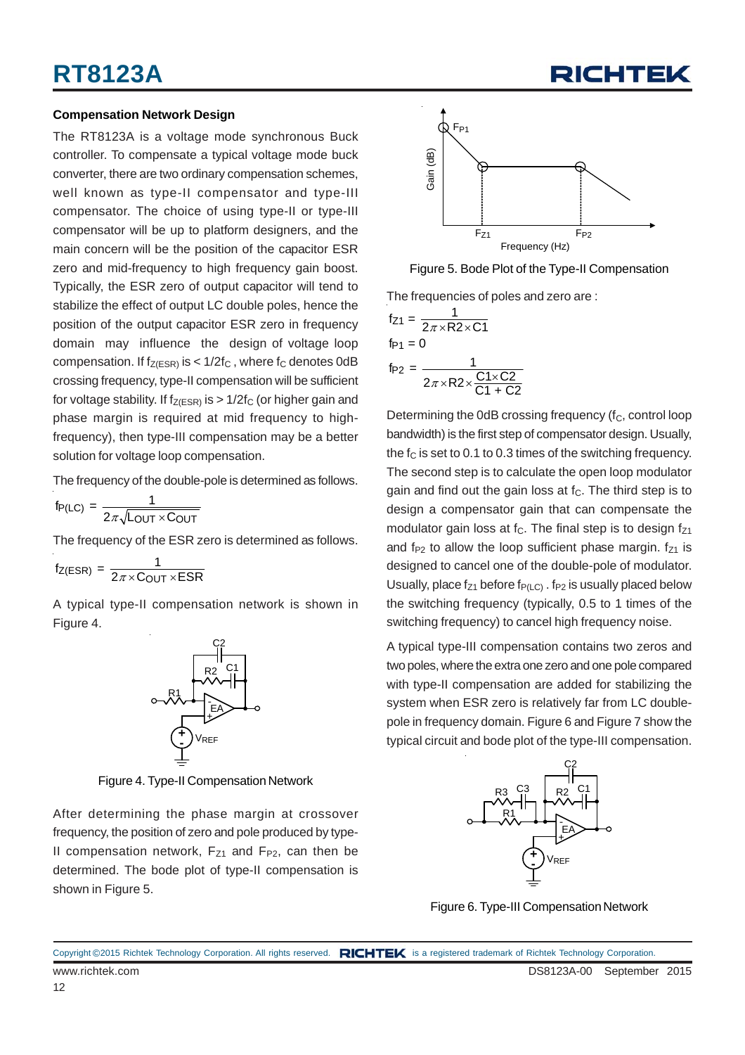### Compensation Network Design

The RT8123A is a voltage mode synchronous Buck controller. To compensate a typical voltage mode buck converter, there are two ordinary compensation schemes, well known as type-II compensator and type-III compensator. The choice of using type-II or type-III compensator will be up to platform designers, and the main concern will be the position of the capacitor ESR zero and mid-frequency to high frequency gain boost. Typically, the ESR zero of output capacitor will tend to stabilize the effect of output LC double poles, hence the position of the output capacitor ESR zero in frequency domain may influence the design of voltage loop compensation. If $f_{Z(ESR)}$ is < $1/2f_C$ , where $f_C$ denotes 0dB crossing frequency, type-II compensation will be sufficient for voltage stability. If $f_{Z(ESR)}$ is > $1/2f_C$ (or higher gain and phase margin is required at mid frequency to high-frequency), then type-III compensation may be a better solution for voltage loop compensation.

The frequency of the double-pole is determined as follows.

$$f_{P(LC)} = \frac{1}{2\pi\sqrt{L_{OUT} \times C_{OUT}}}$$

The frequency of the ESR zero is determined as follows.

$$f_{Z(ESR)} = \frac{1}{2\pi \times C_{OUT} \times ESR}$$

A typical type-II compensation network is shown in Figure 4.

Figure 4. Type-II Compensation Network

After determining the phase margin at crossover frequency, the position of zero and pole produced by type-II compensation network, $F_{Z1}$ and $F_{P2}$, can then be determined. The bode plot of type-II compensation is shown in Figure 5.

Figure 5. Bode Plot of the Type-II Compensation

The frequencies of poles and zero are :

$$f_{Z1} = \frac{1}{2\pi \times R2 \times C1}$$

$$f_{P1} = 0$$

$$f_{P2} = \frac{1}{2\pi \times R2 \times \dfrac{C1 \times C2}{C1 + C2}}$$

Determining the 0dB crossing frequency ($f_C$, control loop bandwidth) is the first step of compensator design. Usually, the $f_C$ is set to 0.1 to 0.3 times of the switching frequency. The second step is to calculate the open loop modulator gain and find out the gain loss at $f_C$. The third step is to design a compensator gain that can compensate the modulator gain loss at $f_C$. The final step is to design $f_{Z1}$ and $f_{P2}$ to allow the loop sufficient phase margin. $f_{Z1}$ is designed to cancel one of the double-pole of modulator. Usually, place $f_{Z1}$ before $f_{P(LC)}$ . $f_{P2}$ is usually placed below the switching frequency (typically, 0.5 to 1 times of the switching frequency) to cancel high frequency noise.

A typical type-III compensation contains two zeros and two poles, where the extra one zero and one pole compared with type-II compensation are added for stabilizing the system when ESR zero is relatively far from LC double-pole in frequency domain. Figure 6 and Figure 7 show the typical circuit and bode plot of the type-III compensation.

Figure 6. Type-III Compensation Network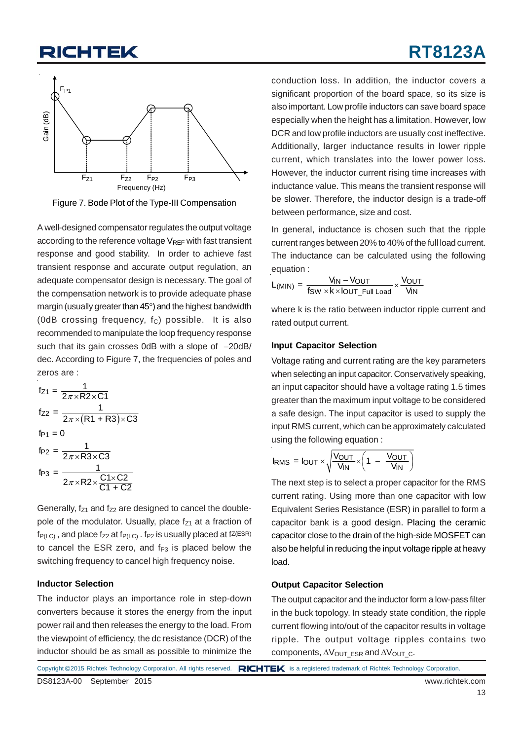Figure 7. Bode Plot of the Type-III Compensation

A well-designed compensator regulates the output voltage according to the reference voltage $V_{REF}$ with fast transient response and good stability. In order to achieve fast transient response and accurate output regulation, an adequate compensator design is necessary. The goal of the compensation network is to provide adequate phase margin (usually greater than 45°) and the highest bandwidth (0dB crossing frequency, $f_C$) possible. It is also recommended to manipulate the loop frequency response such that its gain crosses 0dB with a slope of −20dB/dec. According to Figure 7, the frequencies of poles and zeros are :

$$f_{Z1} = \frac{1}{2\pi \times R2 \times C1}$$

$$f_{Z2} = \frac{1}{2\pi \times (R1 + R3) \times C3}$$

$$f_{P1} = 0$$

$$f_{P2} = \frac{1}{2\pi \times R3 \times C3}$$

$$f_{P3} = \frac{1}{2\pi \times R2 \times \frac{C1 \times C2}{C1 + C2}}$$

Generally, $f_{Z1}$ and $f_{Z2}$ are designed to cancel the double-pole of the modulator. Usually, place $f_{Z1}$ at a fraction of $f_{P(LC)}$, and place $f_{Z2}$ at $f_{P(LC)}$. $f_{P2}$ is usually placed at $f_{Z(ESR)}$ to cancel the ESR zero, and $f_{P3}$ is placed below the switching frequency to cancel high frequency noise.

### Inductor Selection

The inductor plays an importance role in step-down converters because it stores the energy from the input power rail and then releases the energy to the load. From the viewpoint of efficiency, the dc resistance (DCR) of the inductor should be as small as possible to minimize the conduction loss. In addition, the inductor covers a significant proportion of the board space, so its size is also important. Low profile inductors can save board space especially when the height has a limitation. However, low DCR and low profile inductors are usually cost ineffective. Additionally, larger inductance results in lower ripple current, which translates into the lower power loss. However, the inductor current rising time increases with inductance value. This means the transient response will be slower. Therefore, the inductor design is a trade-off between performance, size and cost.

In general, inductance is chosen such that the ripple current ranges between 20% to 40% of the full load current. The inductance can be calculated using the following equation :

$$L_{(MIN)} = \frac{V_{IN} - V_{OUT}}{f_{SW} \times k \times I_{OUT\_Full\ Load}} \times \frac{V_{OUT}}{V_{IN}}$$

where k is the ratio between inductor ripple current and rated output current.

### Input Capacitor Selection

Voltage rating and current rating are the key parameters when selecting an input capacitor. Conservatively speaking, an input capacitor should have a voltage rating 1.5 times greater than the maximum input voltage to be considered a safe design. The input capacitor is used to supply the input RMS current, which can be approximately calculated using the following equation :

$$I_{RMS} = I_{OUT} \times \sqrt{\frac{V_{OUT}}{V_{IN}} \times \left(1 - \frac{V_{OUT}}{V_{IN}}\right)}$$

The next step is to select a proper capacitor for the RMS current rating. Using more than one capacitor with low Equivalent Series Resistance (ESR) in parallel to form a capacitor bank is a good design. Placing the ceramic capacitor close to the drain of the high-side MOSFET can also be helpful in reducing the input voltage ripple at heavy load.

### Output Capacitor Selection

The output capacitor and the inductor form a low-pass filter in the buck topology. In steady state condition, the ripple current flowing into/out of the capacitor results in voltage ripple. The output voltage ripples contains two components, $\Delta V_{OUT\_ESR}$ and $\Delta V_{OUT\_C}$.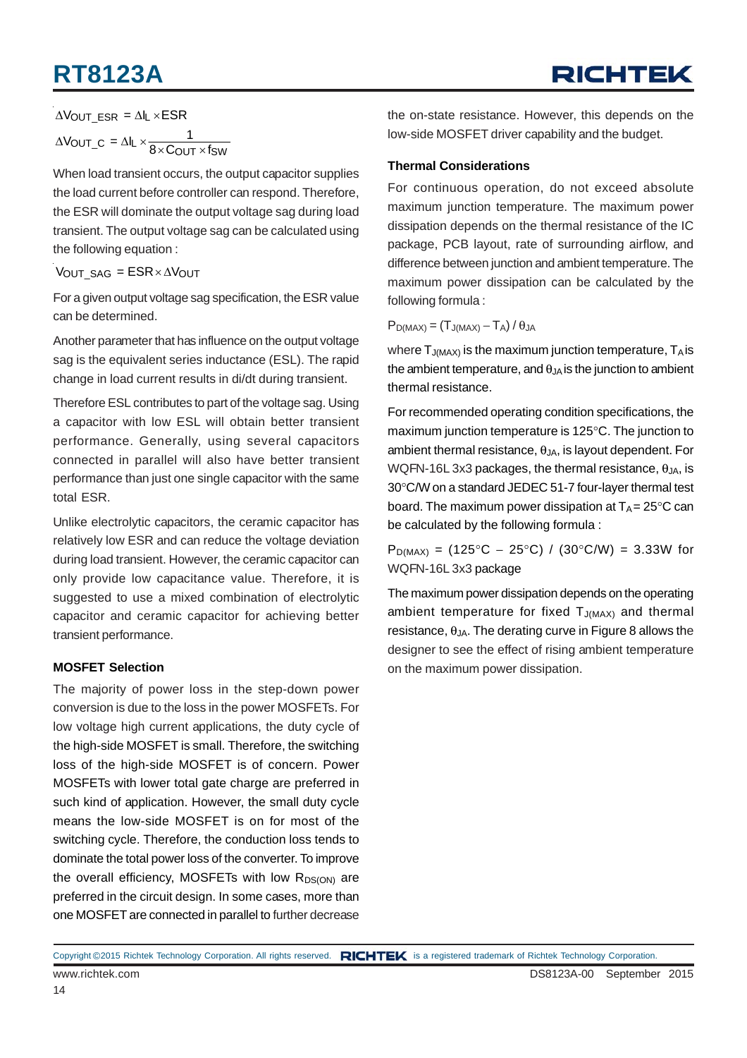$$\Delta V_{OUT\_ESR} = \Delta I_L \times ESR$$

$$\Delta V_{OUT\_C} = \Delta I_L \times \frac{1}{8 \times C_{OUT} \times f_{SW}}$$

When load transient occurs, the output capacitor supplies the load current before controller can respond. Therefore, the ESR will dominate the output voltage sag during load transient. The output voltage sag can be calculated using the following equation :

$$V_{OUT\_SAG} = ESR \times \Delta V_{OUT}$$

For a given output voltage sag specification, the ESR value can be determined.

Another parameter that has influence on the output voltage sag is the equivalent series inductance (ESL). The rapid change in load current results in di/dt during transient.

Therefore ESL contributes to part of the voltage sag. Using a capacitor with low ESL will obtain better transient performance. Generally, using several capacitors connected in parallel will also have better transient performance than just one single capacitor with the same total ESR.

Unlike electrolytic capacitors, the ceramic capacitor has relatively low ESR and can reduce the voltage deviation during load transient. However, the ceramic capacitor can only provide low capacitance value. Therefore, it is suggested to use a mixed combination of electrolytic capacitor and ceramic capacitor for achieving better transient performance.

### MOSFET Selection

The majority of power loss in the step-down power conversion is due to the loss in the power MOSFETs. For low voltage high current applications, the duty cycle of the high-side MOSFET is small. Therefore, the switching loss of the high-side MOSFET is of concern. Power MOSFETs with lower total gate charge are preferred in such kind of application. However, the small duty cycle means the low-side MOSFET is on for most of the switching cycle. Therefore, the conduction loss tends to dominate the total power loss of the converter. To improve the overall efficiency, MOSFETs with low $R_{DS(ON)}$ are preferred in the circuit design. In some cases, more than one MOSFET are connected in parallel to further decrease the on-state resistance. However, this depends on the low-side MOSFET driver capability and the budget.

### Thermal Considerations

For continuous operation, do not exceed absolute maximum junction temperature. The maximum power dissipation depends on the thermal resistance of the IC package, PCB layout, rate of surrounding airflow, and difference between junction and ambient temperature. The maximum power dissipation can be calculated by the following formula :

$$P_{D(MAX)} = (T_{J(MAX)} - T_A) / \theta_{JA}$$

where $T_{J(MAX)}$ is the maximum junction temperature, $T_A$ is the ambient temperature, and $\theta_{JA}$ is the junction to ambient thermal resistance.

For recommended operating condition specifications, the maximum junction temperature is 125°C. The junction to ambient thermal resistance, $\theta_{JA}$, is layout dependent. For WQFN-16L 3x3 packages, the thermal resistance, $\theta_{JA}$, is 30°C/W on a standard JEDEC 51-7 four-layer thermal test board. The maximum power dissipation at $T_A$ = 25°C can be calculated by the following formula :

$P_{D(MAX)}$ = (125°C − 25°C) / (30°C/W) = 3.33W for WQFN-16L 3x3 package

The maximum power dissipation depends on the operating ambient temperature for fixed $T_{J(MAX)}$ and thermal resistance, $\theta_{JA}$. The derating curve in Figure 8 allows the designer to see the effect of rising ambient temperature on the maximum power dissipation.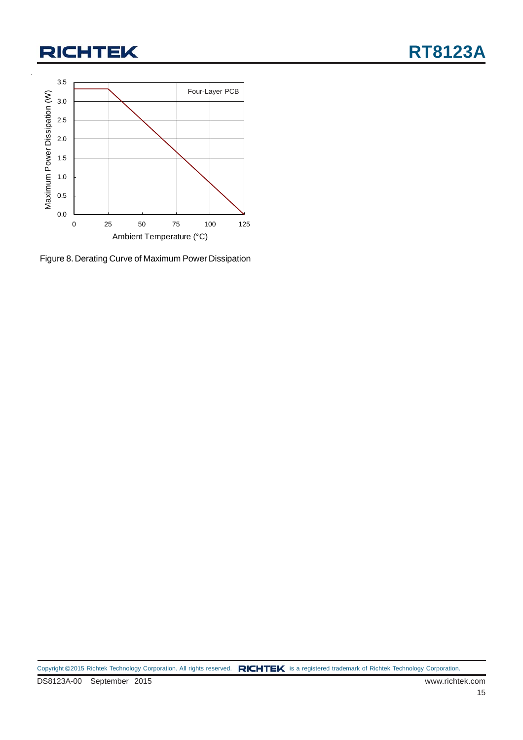Figure 8. Derating Curve of Maximum Power Dissipation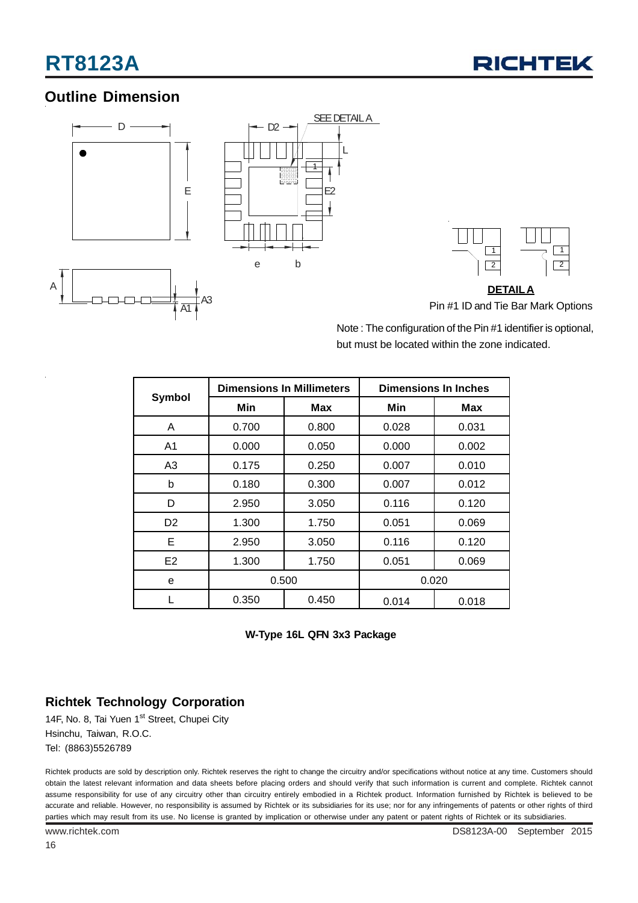## Outline Dimension

D

E

A

A1

A3

D2

SEE DETAIL A

L

E2

e

b

1

2

**DETAIL A**

Pin #1 ID and Tie Bar Mark Options

Note : The configuration of the Pin #1 identifier is optional, but must be located within the zone indicated.

| Symbol | Dimensions In Millimeters | | Dimensions In Inches | |
|---|---|---|---|---|
| | Min | Max | Min | Max |
| A | 0.700 | 0.800 | 0.028 | 0.031 |
| A1 | 0.000 | 0.050 | 0.000 | 0.002 |
| A3 | 0.175 | 0.250 | 0.007 | 0.010 |
| b | 0.180 | 0.300 | 0.007 | 0.012 |
| D | 2.950 | 3.050 | 0.116 | 0.120 |
| D2 | 1.300 | 1.750 | 0.051 | 0.069 |
| E | 2.950 | 3.050 | 0.116 | 0.120 |
| E2 | 1.300 | 1.750 | 0.051 | 0.069 |
| e | 0.500 | | 0.020 | |
| L | 0.350 | 0.450 | 0.014 | 0.018 |

**W-Type 16L QFN 3x3 Package**

### Richtek Technology Corporation

14F, No. 8, Tai Yuen 1st Street, Chupei City

Hsinchu, Taiwan, R.O.C.

Tel: (8863)5526789

Richtek products are sold by description only. Richtek reserves the right to change the circuitry and/or specifications without notice at any time. Customers should obtain the latest relevant information and data sheets before placing orders and should verify that such information is current and complete. Richtek cannot assume responsibility for use of any circuitry other than circuitry entirely embodied in a Richtek product. Information furnished by Richtek is believed to be accurate and reliable. However, no responsibility is assumed by Richtek or its subsidiaries for its use; nor for any infringements of patents or other rights of third parties which may result from its use. No license is granted by implication or otherwise under any patent or patent rights of Richtek or its subsidiaries.